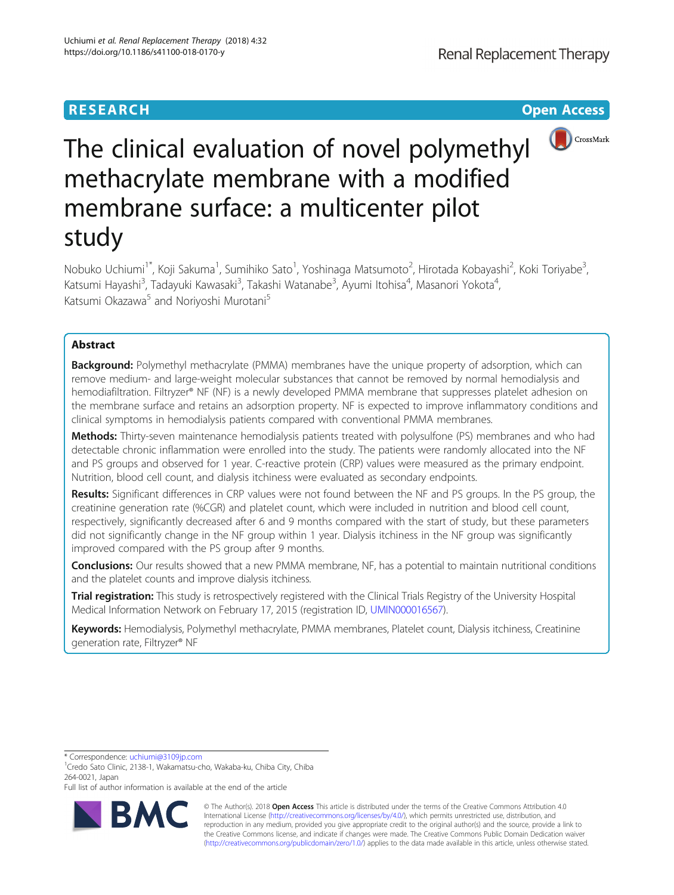RESEARCH

Open Access

# The clinical evaluation of novel polymethyl methacrylate membrane with a modified membrane surface: a multicenter pilot study

Nobuko Uchiumi[1*], Koji Sakuma[1], Sumihiko Sato[1], Yoshinaga Matsumoto[2], Hirotada Kobayashi[2], Koki Toriyabe[3], Katsumi Hayashi[3], Tadayuki Kawasaki[3], Takashi Watanabe[3], Ayumi Itohisa[4], Masanori Yokota[4], Katsumi Okazawa[5] and Noriyoshi Murotani[5]

## Abstract

**Background:** Polymethyl methacrylate (PMMA) membranes have the unique property of adsorption, which can remove medium- and large-weight molecular substances that cannot be removed by normal hemodialysis and hemodiafiltration. Filtryzer® NF (NF) is a newly developed PMMA membrane that suppresses platelet adhesion on the membrane surface and retains an adsorption property. NF is expected to improve inflammatory conditions and clinical symptoms in hemodialysis patients compared with conventional PMMA membranes.

**Methods:** Thirty-seven maintenance hemodialysis patients treated with polysulfone (PS) membranes and who had detectable chronic inflammation were enrolled into the study. The patients were randomly allocated into the NF and PS groups and observed for 1 year. C-reactive protein (CRP) values were measured as the primary endpoint. Nutrition, blood cell count, and dialysis itchiness were evaluated as secondary endpoints.

**Results:** Significant differences in CRP values were not found between the NF and PS groups. In the PS group, the creatinine generation rate (%CGR) and platelet count, which were included in nutrition and blood cell count, respectively, significantly decreased after 6 and 9 months compared with the start of study, but these parameters did not significantly change in the NF group within 1 year. Dialysis itchiness in the NF group was significantly improved compared with the PS group after 9 months.

**Conclusions:** Our results showed that a new PMMA membrane, NF, has a potential to maintain nutritional conditions and the platelet counts and improve dialysis itchiness.

**Trial registration:** This study is retrospectively registered with the Clinical Trials Registry of the University Hospital Medical Information Network on February 17, 2015 (registration ID, UMIN000016567).

**Keywords:** Hemodialysis, Polymethyl methacrylate, PMMA membranes, Platelet count, Dialysis itchiness, Creatinine generation rate, Filtryzer® NF

---

* Correspondence: uchiumi@3109jp.com
[1]Credo Sato Clinic, 2138-1, Wakamatsu-cho, Wakaba-ku, Chiba City, Chiba 264-0021, Japan
Full list of author information is available at the end of the article

© The Author(s). 2018 **Open Access** This article is distributed under the terms of the Creative Commons Attribution 4.0 International License (http://creativecommons.org/licenses/by/4.0/), which permits unrestricted use, distribution, and reproduction in any medium, provided you give appropriate credit to the original author(s) and the source, provide a link to the Creative Commons license, and indicate if changes were made. The Creative Commons Public Domain Dedication waiver (http://creativecommons.org/publicdomain/zero/1.0/) applies to the data made available in this article, unless otherwise stated.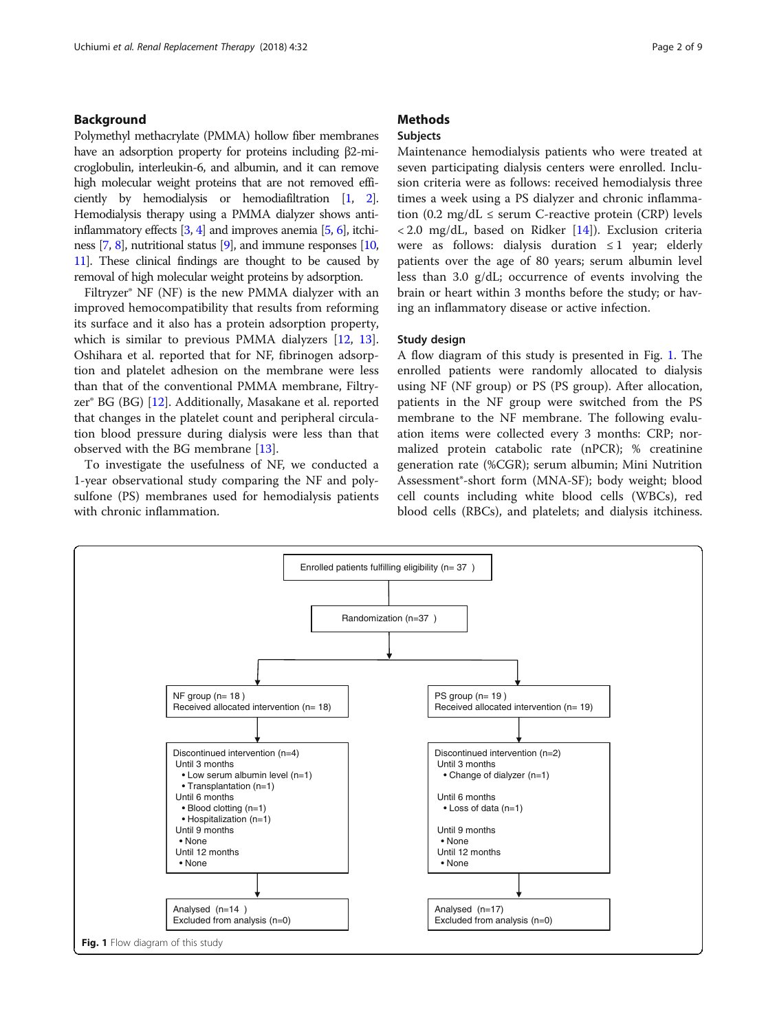## Background

Polymethyl methacrylate (PMMA) hollow fiber membranes have an adsorption property for proteins including β2-microglobulin, interleukin-6, and albumin, and it can remove high molecular weight proteins that are not removed efficiently by hemodialysis or hemodiafiltration [1, 2]. Hemodialysis therapy using a PMMA dialyzer shows anti-inflammatory effects [3, 4] and improves anemia [5, 6], itchiness [7, 8], nutritional status [9], and immune responses [10, 11]. These clinical findings are thought to be caused by removal of high molecular weight proteins by adsorption.

Filtryzer® NF (NF) is the new PMMA dialyzer with an improved hemocompatibility that results from reforming its surface and it also has a protein adsorption property, which is similar to previous PMMA dialyzers [12, 13]. Oshihara et al. reported that for NF, fibrinogen adsorption and platelet adhesion on the membrane were less than that of the conventional PMMA membrane, Filtryzer® BG (BG) [12]. Additionally, Masakane et al. reported that changes in the platelet count and peripheral circulation blood pressure during dialysis were less than that observed with the BG membrane [13].

To investigate the usefulness of NF, we conducted a 1-year observational study comparing the NF and polysulfone (PS) membranes used for hemodialysis patients with chronic inflammation.

## Methods

### Subjects

Maintenance hemodialysis patients who were treated at seven participating dialysis centers were enrolled. Inclusion criteria were as follows: received hemodialysis three times a week using a PS dialyzer and chronic inflammation (0.2 mg/dL ≤ serum C-reactive protein (CRP) levels < 2.0 mg/dL, based on Ridker [14]). Exclusion criteria were as follows: dialysis duration ≤ 1 year; elderly patients over the age of 80 years; serum albumin level less than 3.0 g/dL; occurrence of events involving the brain or heart within 3 months before the study; or having an inflammatory disease or active infection.

### Study design

A flow diagram of this study is presented in Fig. 1. The enrolled patients were randomly allocated to dialysis using NF (NF group) or PS (PS group). After allocation, patients in the NF group were switched from the PS membrane to the NF membrane. The following evaluation items were collected every 3 months: CRP; normalized protein catabolic rate (nPCR); % creatinine generation rate (%CGR); serum albumin; Mini Nutrition Assessment®-short form (MNA-SF); body weight; blood cell counts including white blood cells (WBCs), red blood cells (RBCs), and platelets; and dialysis itchiness.

Enrolled patients fulfilling eligibility (n= 37)

Randomization (n=37)

| NF group | PS group |
|---|---|
| NF group (n= 18)<br>Received allocated intervention (n= 18) | PS group (n= 19)<br>Received allocated intervention (n= 19) |
| Discontinued intervention (n=4)<br>Until 3 months<br>• Low serum albumin level (n=1)<br>• Transplantation (n=1)<br>Until 6 months<br>• Blood clotting (n=1)<br>• Hospitalization (n=1)<br>Until 9 months<br>• None<br>Until 12 months<br>• None | Discontinued intervention (n=2)<br>Until 3 months<br>• Change of dialyzer (n=1)<br>Until 6 months<br>• Loss of data (n=1)<br>Until 9 months<br>• None<br>Until 12 months<br>• None |
| Analysed (n=14)<br>Excluded from analysis (n=0) | Analysed (n=17)<br>Excluded from analysis (n=0) |

**Fig. 1** Flow diagram of this study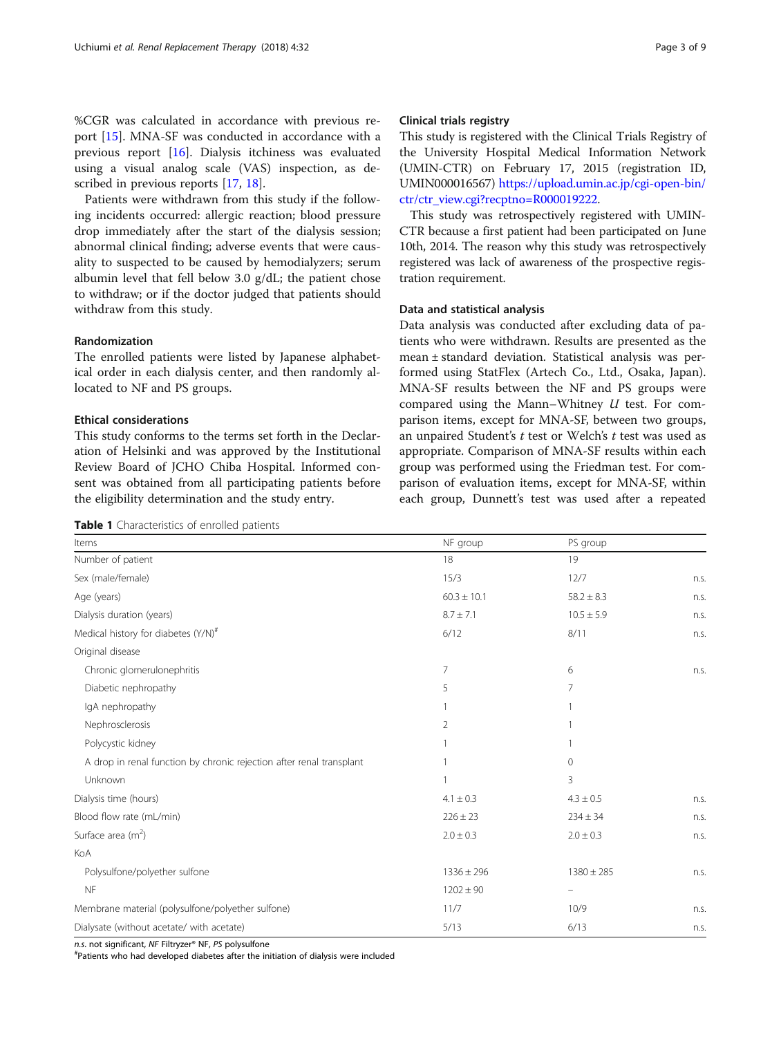%CGR was calculated in accordance with previous report [15]. MNA-SF was conducted in accordance with a previous report [16]. Dialysis itchiness was evaluated using a visual analog scale (VAS) inspection, as described in previous reports [17, 18].

Patients were withdrawn from this study if the following incidents occurred: allergic reaction; blood pressure drop immediately after the start of the dialysis session; abnormal clinical finding; adverse events that were causality to suspected to be caused by hemodialyzers; serum albumin level that fell below 3.0 g/dL; the patient chose to withdraw; or if the doctor judged that patients should withdraw from this study.

### Randomization

The enrolled patients were listed by Japanese alphabetical order in each dialysis center, and then randomly allocated to NF and PS groups.

### Ethical considerations

This study conforms to the terms set forth in the Declaration of Helsinki and was approved by the Institutional Review Board of JCHO Chiba Hospital. Informed consent was obtained from all participating patients before the eligibility determination and the study entry.

### Clinical trials registry

This study is registered with the Clinical Trials Registry of the University Hospital Medical Information Network (UMIN-CTR) on February 17, 2015 (registration ID, UMIN000016567) https://upload.umin.ac.jp/cgi-open-bin/ctr/ctr_view.cgi?recptno=R000019222.

This study was retrospectively registered with UMIN-CTR because a first patient had been participated on June 10th, 2014. The reason why this study was retrospectively registered was lack of awareness of the prospective registration requirement.

### Data and statistical analysis

Data analysis was conducted after excluding data of patients who were withdrawn. Results are presented as the mean ± standard deviation. Statistical analysis was performed using StatFlex (Artech Co., Ltd., Osaka, Japan). MNA-SF results between the NF and PS groups were compared using the Mann–Whitney *U* test. For comparison items, except for MNA-SF, between two groups, an unpaired Student's *t* test or Welch's *t* test was used as appropriate. Comparison of MNA-SF results within each group was performed using the Friedman test. For comparison of evaluation items, except for MNA-SF, within each group, Dunnett's test was used after a repeated

**Table 1** Characteristics of enrolled patients

| Items | NF group | PS group | |
|---|---|---|---|
| Number of patient | 18 | 19 | |
| Sex (male/female) | 15/3 | 12/7 | n.s. |
| Age (years) | 60.3 ± 10.1 | 58.2 ± 8.3 | n.s. |
| Dialysis duration (years) | 8.7 ± 7.1 | 10.5 ± 5.9 | n.s. |
| Medical history for diabetes (Y/N)[#] | 6/12 | 8/11 | n.s. |
| Original disease | | | |
| Chronic glomerulonephritis | 7 | 6 | n.s. |
| Diabetic nephropathy | 5 | 7 | |
| IgA nephropathy | 1 | 1 | |
| Nephrosclerosis | 2 | 1 | |
| Polycystic kidney | 1 | 1 | |
| A drop in renal function by chronic rejection after renal transplant | 1 | 0 | |
| Unknown | 1 | 3 | |
| Dialysis time (hours) | 4.1 ± 0.3 | 4.3 ± 0.5 | n.s. |
| Blood flow rate (mL/min) | 226 ± 23 | 234 ± 34 | n.s. |
| Surface area (m$^2$) | 2.0 ± 0.3 | 2.0 ± 0.3 | n.s. |
| KoA | | | |
| Polysulfone/polyether sulfone | 1336 ± 296 | 1380 ± 285 | n.s. |
| NF | 1202 ± 90 | – | |
| Membrane material (polysulfone/polyether sulfone) | 11/7 | 10/9 | n.s. |
| Dialysate (without acetate/ with acetate) | 5/13 | 6/13 | n.s. |

*n.s.* not significant, *NF* Filtryzer® NF, *PS* polysulfone

[#]Patients who had developed diabetes after the initiation of dialysis were included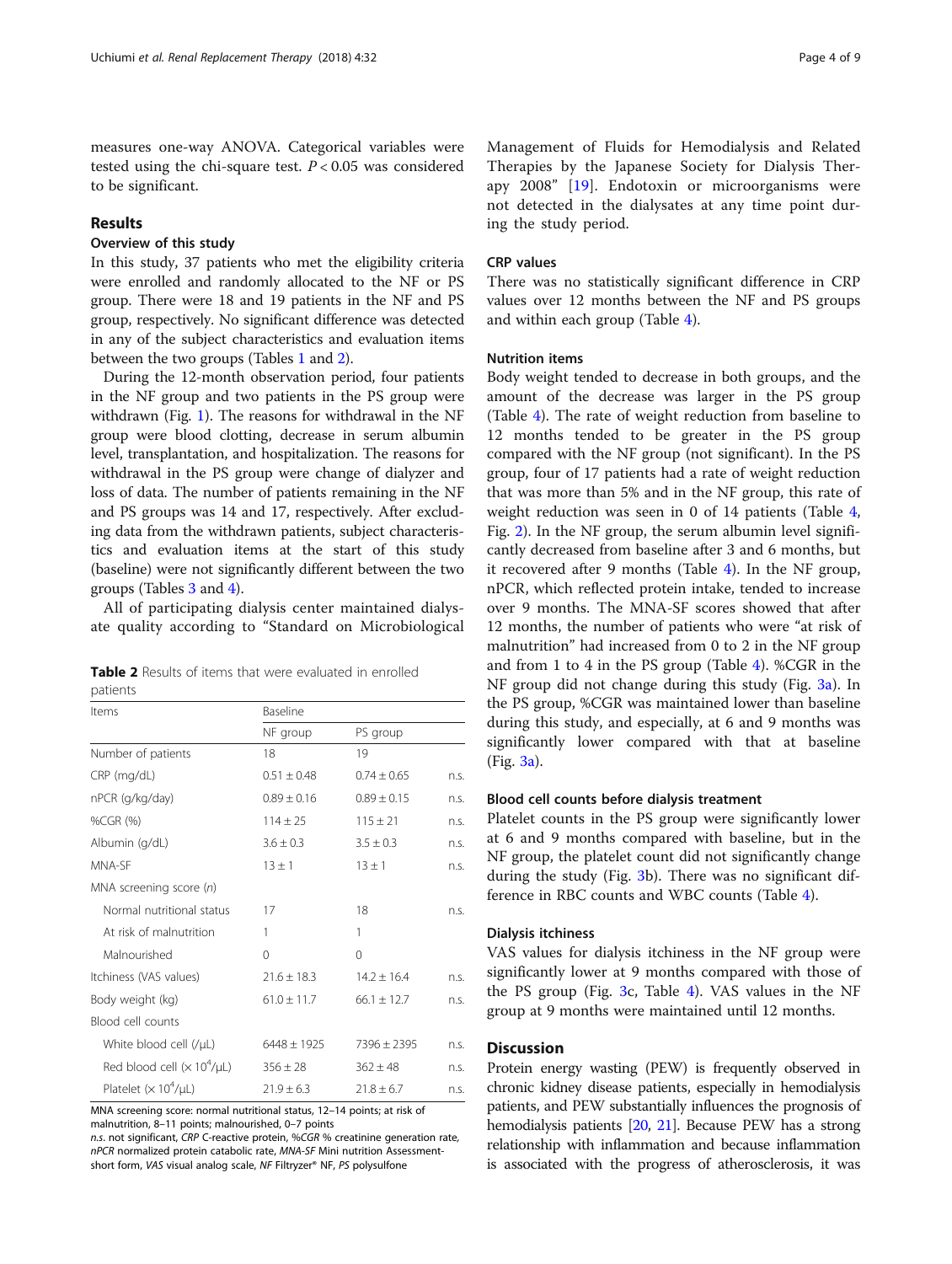measures one-way ANOVA. Categorical variables were tested using the chi-square test. $P < 0.05$ was considered to be significant.

## Results

### Overview of this study

In this study, 37 patients who met the eligibility criteria were enrolled and randomly allocated to the NF or PS group. There were 18 and 19 patients in the NF and PS group, respectively. No significant difference was detected in any of the subject characteristics and evaluation items between the two groups (Tables 1 and 2).

During the 12-month observation period, four patients in the NF group and two patients in the PS group were withdrawn (Fig. 1). The reasons for withdrawal in the NF group were blood clotting, decrease in serum albumin level, transplantation, and hospitalization. The reasons for withdrawal in the PS group were change of dialyzer and loss of data. The number of patients remaining in the NF and PS groups was 14 and 17, respectively. After excluding data from the withdrawn patients, subject characteristics and evaluation items at the start of this study (baseline) were not significantly different between the two groups (Tables 3 and 4).

All of participating dialysis center maintained dialysate quality according to "Standard on Microbiological Management of Fluids for Hemodialysis and Related Therapies by the Japanese Society for Dialysis Therapy 2008" [19]. Endotoxin or microorganisms were not detected in the dialysates at any time point during the study period.

**Table 2** Results of items that were evaluated in enrolled patients

| Items | Baseline | | |
|---|---|---|---|
| | NF group | PS group | |
| Number of patients | 18 | 19 | |
| CRP (mg/dL) | 0.51 ± 0.48 | 0.74 ± 0.65 | n.s. |
| nPCR (g/kg/day) | 0.89 ± 0.16 | 0.89 ± 0.15 | n.s. |
| %CGR (%) | 114 ± 25 | 115 ± 21 | n.s. |
| Albumin (g/dL) | 3.6 ± 0.3 | 3.5 ± 0.3 | n.s. |
| MNA-SF | 13 ± 1 | 13 ± 1 | n.s. |
| MNA screening score (*n*) | | | |
| Normal nutritional status | 17 | 18 | n.s. |
| At risk of malnutrition | 1 | 1 | |
| Malnourished | 0 | 0 | |
| Itchiness (VAS values) | 21.6 ± 18.3 | 14.2 ± 16.4 | n.s. |
| Body weight (kg) | 61.0 ± 11.7 | 66.1 ± 12.7 | n.s. |
| Blood cell counts | | | |
| White blood cell (/μL) | 6448 ± 1925 | 7396 ± 2395 | n.s. |
| Red blood cell (× $10^4$/μL) | 356 ± 28 | 362 ± 48 | n.s. |
| Platelet (× $10^4$/μL) | 21.9 ± 6.3 | 21.8 ± 6.7 | n.s. |

MNA screening score: normal nutritional status, 12–14 points; at risk of malnutrition, 8–11 points; malnourished, 0–7 points
*n.s.* not significant, *CRP* C-reactive protein, *%CGR* % creatinine generation rate, *nPCR* normalized protein catabolic rate, *MNA-SF* Mini nutrition Assessment-short form, *VAS* visual analog scale, *NF* Filtryzer® NF, *PS* polysulfone

### CRP values

There was no statistically significant difference in CRP values over 12 months between the NF and PS groups and within each group (Table 4).

### Nutrition items

Body weight tended to decrease in both groups, and the amount of the decrease was larger in the PS group (Table 4). The rate of weight reduction from baseline to 12 months tended to be greater in the PS group compared with the NF group (not significant). In the PS group, four of 17 patients had a rate of weight reduction that was more than 5% and in the NF group, this rate of weight reduction was seen in 0 of 14 patients (Table 4, Fig. 2). In the NF group, the serum albumin level significantly decreased from baseline after 3 and 6 months, but it recovered after 9 months (Table 4). In the NF group, nPCR, which reflected protein intake, tended to increase over 9 months. The MNA-SF scores showed that after 12 months, the number of patients who were "at risk of malnutrition" had increased from 0 to 2 in the NF group and from 1 to 4 in the PS group (Table 4). %CGR in the NF group did not change during this study (Fig. 3a). In the PS group, %CGR was maintained lower than baseline during this study, and especially, at 6 and 9 months was significantly lower compared with that at baseline (Fig. 3a).

### Blood cell counts before dialysis treatment

Platelet counts in the PS group were significantly lower at 6 and 9 months compared with baseline, but in the NF group, the platelet count did not significantly change during the study (Fig. 3b). There was no significant difference in RBC counts and WBC counts (Table 4).

### Dialysis itchiness

VAS values for dialysis itchiness in the NF group were significantly lower at 9 months compared with those of the PS group (Fig. 3c, Table 4). VAS values in the NF group at 9 months were maintained until 12 months.

## Discussion

Protein energy wasting (PEW) is frequently observed in chronic kidney disease patients, especially in hemodialysis patients, and PEW substantially influences the prognosis of hemodialysis patients [20, 21]. Because PEW has a strong relationship with inflammation and because inflammation is associated with the progress of atherosclerosis, it was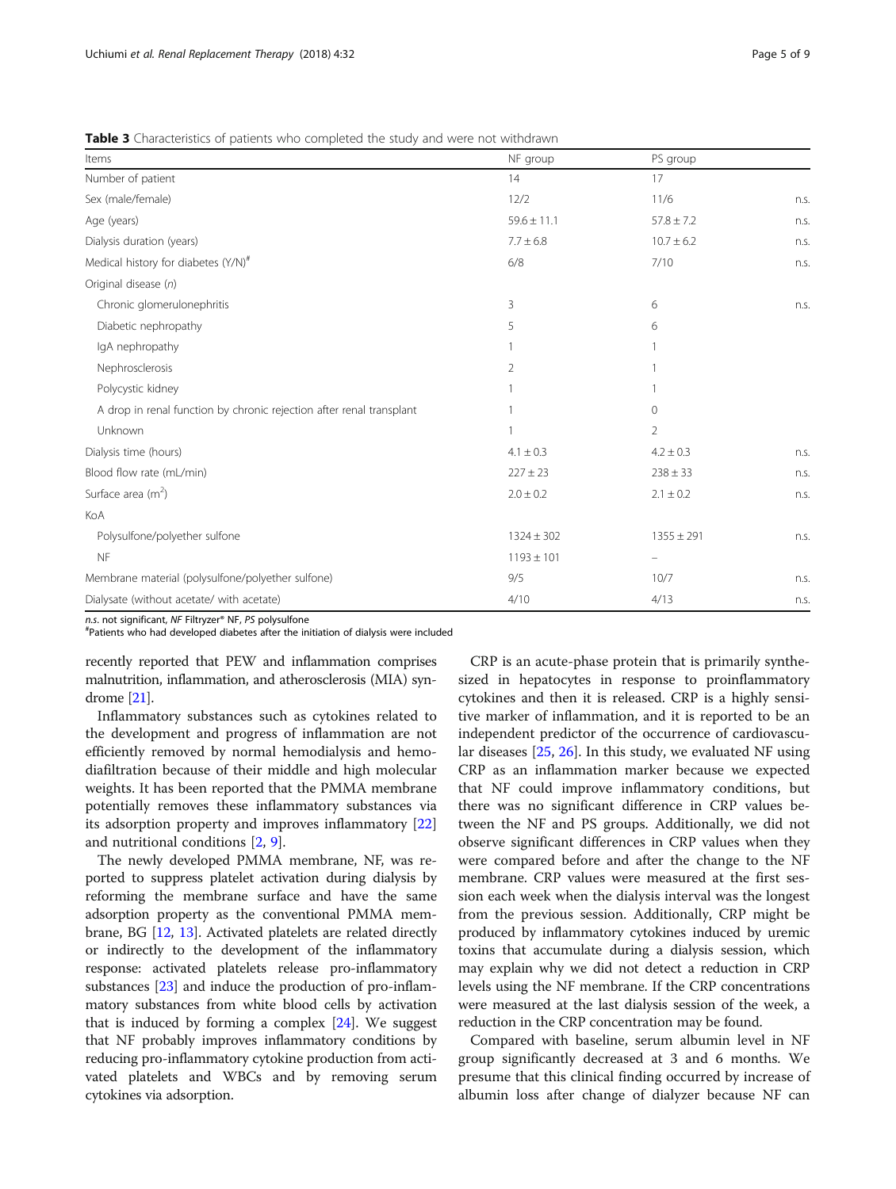**Table 3** Characteristics of patients who completed the study and were not withdrawn

| Items | NF group | PS group | |
|---|---|---|---|
| Number of patient | 14 | 17 | |
| Sex (male/female) | 12/2 | 11/6 | n.s. |
| Age (years) | 59.6 ± 11.1 | 57.8 ± 7.2 | n.s. |
| Dialysis duration (years) | 7.7 ± 6.8 | 10.7 ± 6.2 | n.s. |
| Medical history for diabetes (Y/N)[#] | 6/8 | 7/10 | n.s. |
| Original disease (*n*) | | | |
| Chronic glomerulonephritis | 3 | 6 | n.s. |
| Diabetic nephropathy | 5 | 6 | |
| IgA nephropathy | 1 | 1 | |
| Nephrosclerosis | 2 | 1 | |
| Polycystic kidney | 1 | 1 | |
| A drop in renal function by chronic rejection after renal transplant | 1 | 0 | |
| Unknown | 1 | 2 | |
| Dialysis time (hours) | 4.1 ± 0.3 | 4.2 ± 0.3 | n.s. |
| Blood flow rate (mL/min) | 227 ± 23 | 238 ± 33 | n.s. |
| Surface area (m$^2$) | 2.0 ± 0.2 | 2.1 ± 0.2 | n.s. |
| KoA | | | |
| Polysulfone/polyether sulfone | 1324 ± 302 | 1355 ± 291 | n.s. |
| NF | 1193 ± 101 | – | |
| Membrane material (polysulfone/polyether sulfone) | 9/5 | 10/7 | n.s. |
| Dialysate (without acetate/ with acetate) | 4/10 | 4/13 | n.s. |

*n.s.* not significant, *NF* Filtryzer® NF, *PS* polysulfone
[#]Patients who had developed diabetes after the initiation of dialysis were included

recently reported that PEW and inflammation comprises malnutrition, inflammation, and atherosclerosis (MIA) syndrome [21].

Inflammatory substances such as cytokines related to the development and progress of inflammation are not efficiently removed by normal hemodialysis and hemodiafiltration because of their middle and high molecular weights. It has been reported that the PMMA membrane potentially removes these inflammatory substances via its adsorption property and improves inflammatory [22] and nutritional conditions [2, 9].

The newly developed PMMA membrane, NF, was reported to suppress platelet activation during dialysis by reforming the membrane surface and have the same adsorption property as the conventional PMMA membrane, BG [12, 13]. Activated platelets are related directly or indirectly to the development of the inflammatory response: activated platelets release pro-inflammatory substances [23] and induce the production of pro-inflammatory substances from white blood cells by activation that is induced by forming a complex [24]. We suggest that NF probably improves inflammatory conditions by reducing pro-inflammatory cytokine production from activated platelets and WBCs and by removing serum cytokines via adsorption.

CRP is an acute-phase protein that is primarily synthesized in hepatocytes in response to proinflammatory cytokines and then it is released. CRP is a highly sensitive marker of inflammation, and it is reported to be an independent predictor of the occurrence of cardiovascular diseases [25, 26]. In this study, we evaluated NF using CRP as an inflammation marker because we expected that NF could improve inflammatory conditions, but there was no significant difference in CRP values between the NF and PS groups. Additionally, we did not observe significant differences in CRP values when they were compared before and after the change to the NF membrane. CRP values were measured at the first session each week when the dialysis interval was the longest from the previous session. Additionally, CRP might be produced by inflammatory cytokines induced by uremic toxins that accumulate during a dialysis session, which may explain why we did not detect a reduction in CRP levels using the NF membrane. If the CRP concentrations were measured at the last dialysis session of the week, a reduction in the CRP concentration may be found.

Compared with baseline, serum albumin level in NF group significantly decreased at 3 and 6 months. We presume that this clinical finding occurred by increase of albumin loss after change of dialyzer because NF can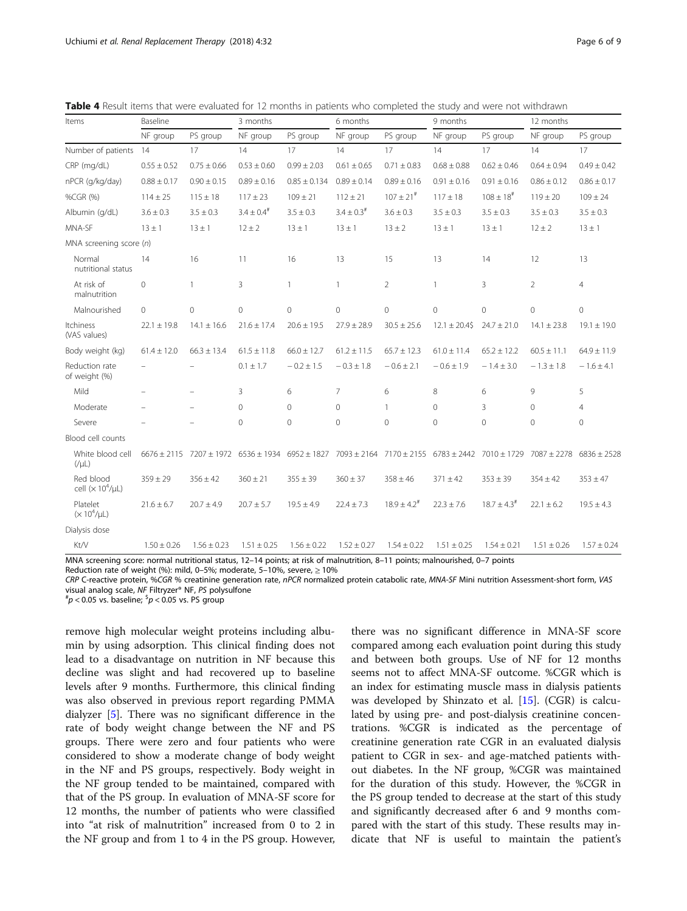**Table 4** Result items that were evaluated for 12 months in patients who completed the study and were not withdrawn

| Items | Baseline | | 3 months | | 6 months | | 9 months | | 12 months | |
|---|---|---|---|---|---|---|---|---|---|---|
| | NF group | PS group | NF group | PS group | NF group | PS group | NF group | PS group | NF group | PS group |
| Number of patients | 14 | 17 | 14 | 17 | 14 | 17 | 14 | 17 | 14 | 17 |
| CRP (mg/dL) | 0.55 ± 0.52 | 0.75 ± 0.66 | 0.53 ± 0.60 | 0.99 ± 2.03 | 0.61 ± 0.65 | 0.71 ± 0.83 | 0.68 ± 0.88 | 0.62 ± 0.46 | 0.64 ± 0.94 | 0.49 ± 0.42 |
| nPCR (g/kg/day) | 0.88 ± 0.17 | 0.90 ± 0.15 | 0.89 ± 0.16 | 0.85 ± 0.134 | 0.89 ± 0.14 | 0.89 ± 0.16 | 0.91 ± 0.16 | 0.91 ± 0.16 | 0.86 ± 0.12 | 0.86 ± 0.17 |
| %CGR (%) | 114 ± 25 | 115 ± 18 | 117 ± 23 | 109 ± 21 | 112 ± 21 | 107 ± 21[#] | 117 ± 18 | 108 ± 18[#] | 119 ± 20 | 109 ± 24 |
| Albumin (g/dL) | 3.6 ± 0.3 | 3.5 ± 0.3 | 3.4 ± 0.4[#] | 3.5 ± 0.3 | 3.4 ± 0.3[#] | 3.6 ± 0.3 | 3.5 ± 0.3 | 3.5 ± 0.3 | 3.5 ± 0.3 | 3.5 ± 0.3 |
| MNA-SF | 13 ± 1 | 13 ± 1 | 12 ± 2 | 13 ± 1 | 13 ± 1 | 13 ± 2 | 13 ± 1 | 13 ± 1 | 12 ± 2 | 13 ± 1 |
| MNA screening score (*n*) | | | | | | | | | | |
| Normal nutritional status | 14 | 16 | 11 | 16 | 13 | 15 | 13 | 14 | 12 | 13 |
| At risk of malnutrition | 0 | 1 | 3 | 1 | 1 | 2 | 1 | 3 | 2 | 4 |
| Malnourished | 0 | 0 | 0 | 0 | 0 | 0 | 0 | 0 | 0 | 0 |
| Itchiness (VAS values) | 22.1 ± 19.8 | 14.1 ± 16.6 | 21.6 ± 17.4 | 20.6 ± 19.5 | 27.9 ± 28.9 | 30.5 ± 25.6 | 12.1 ± 20.4[$] | 24.7 ± 21.0 | 14.1 ± 23.8 | 19.1 ± 19.0 |
| Body weight (kg) | 61.4 ± 12.0 | 66.3 ± 13.4 | 61.5 ± 11.8 | 66.0 ± 12.7 | 61.2 ± 11.5 | 65.7 ± 12.3 | 61.0 ± 11.4 | 65.2 ± 12.2 | 60.5 ± 11.1 | 64.9 ± 11.9 |
| Reduction rate of weight (%) | – | – | 0.1 ± 1.7 | − 0.2 ± 1.5 | − 0.3 ± 1.8 | − 0.6 ± 2.1 | − 0.6 ± 1.9 | − 1.4 ± 3.0 | − 1.3 ± 1.8 | − 1.6 ± 4.1 |
| Mild | – | – | 3 | 6 | 7 | 6 | 8 | 6 | 9 | 5 |
| Moderate | – | – | 0 | 0 | 0 | 1 | 0 | 3 | 0 | 4 |
| Severe | – | – | 0 | 0 | 0 | 0 | 0 | 0 | 0 | 0 |
| Blood cell counts | | | | | | | | | | |
| White blood cell (/μL) | 6676 ± 2115 | 7207 ± 1972 | 6536 ± 1934 | 6952 ± 1827 | 7093 ± 2164 | 7170 ± 2155 | 6783 ± 2442 | 7010 ± 1729 | 7087 ± 2278 | 6836 ± 2528 |
| Red blood cell ($\times 10^4$/μL) | 359 ± 29 | 356 ± 42 | 360 ± 21 | 355 ± 39 | 360 ± 37 | 358 ± 46 | 371 ± 42 | 353 ± 39 | 354 ± 42 | 353 ± 47 |
| Platelet ($\times 10^4$/μL) | 21.6 ± 6.7 | 20.7 ± 4.9 | 20.7 ± 5.7 | 19.5 ± 4.9 | 22.4 ± 7.3 | 18.9 ± 4.2[#] | 22.3 ± 7.6 | 18.7 ± 4.3[#] | 22.1 ± 6.2 | 19.5 ± 4.3 |
| Dialysis dose | | | | | | | | | | |
| Kt/V | 1.50 ± 0.26 | 1.56 ± 0.23 | 1.51 ± 0.25 | 1.56 ± 0.22 | 1.52 ± 0.27 | 1.54 ± 0.22 | 1.51 ± 0.25 | 1.54 ± 0.21 | 1.51 ± 0.26 | 1.57 ± 0.24 |

MNA screening score: normal nutritional status, 12–14 points; at risk of malnutrition, 8–11 points; malnourished, 0–7 points
Reduction rate of weight (%): mild, 0–5%; moderate, 5–10%, severe, ≥ 10%
*CRP* C-reactive protein, *%CGR* % creatinine generation rate, *nPCR* normalized protein catabolic rate, *MNA-SF* Mini nutrition Assessment-short form, *VAS* visual analog scale, *NF* Filtryzer® NF, *PS* polysulfone
[#]$p < 0.05$ vs. baseline; [$]$p < 0.05$ vs. PS group

remove high molecular weight proteins including albumin by using adsorption. This clinical finding does not lead to a disadvantage on nutrition in NF because this decline was slight and had recovered up to baseline levels after 9 months. Furthermore, this clinical finding was also observed in previous report regarding PMMA dialyzer [5]. There was no significant difference in the rate of body weight change between the NF and PS groups. There were zero and four patients who were considered to show a moderate change of body weight in the NF and PS groups, respectively. Body weight in the NF group tended to be maintained, compared with that of the PS group. In evaluation of MNA-SF score for 12 months, the number of patients who were classified into "at risk of malnutrition" increased from 0 to 2 in the NF group and from 1 to 4 in the PS group. However, there was no significant difference in MNA-SF score compared among each evaluation point during this study and between both groups. Use of NF for 12 months seems not to affect MNA-SF outcome. %CGR which is an index for estimating muscle mass in dialysis patients was developed by Shinzato et al. [15]. (CGR) is calculated by using pre- and post-dialysis creatinine concentrations. %CGR is indicated as the percentage of creatinine generation rate CGR in an evaluated dialysis patient to CGR in sex- and age-matched patients without diabetes. In the NF group, %CGR was maintained for the duration of this study. However, the %CGR in the PS group tended to decrease at the start of this study and significantly decreased after 6 and 9 months compared with the start of this study. These results may indicate that NF is useful to maintain the patient's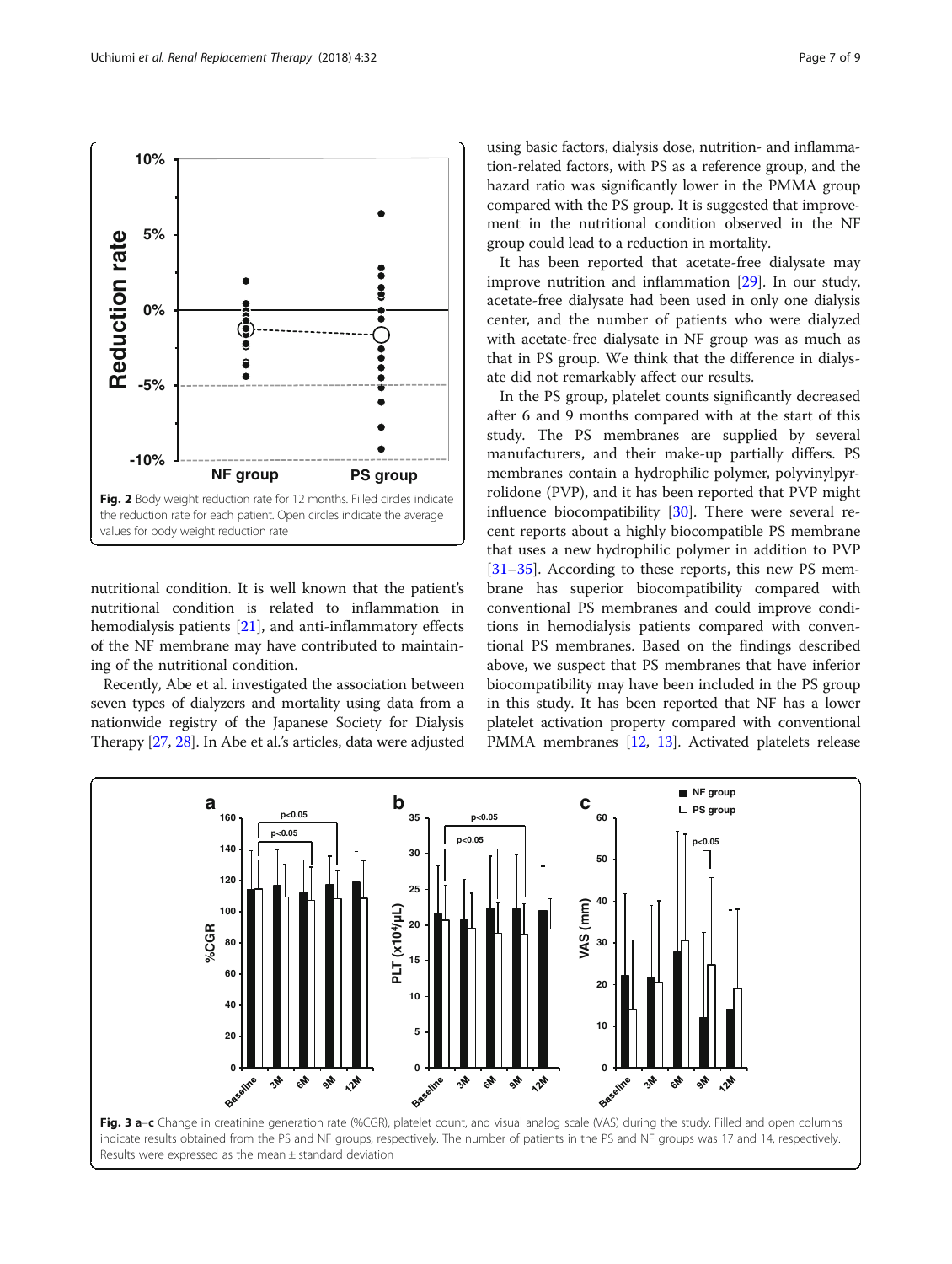Fig. 2 Body weight reduction rate for 12 months. Filled circles indicate the reduction rate for each patient. Open circles indicate the average values for body weight reduction rate

nutritional condition. It is well known that the patient's nutritional condition is related to inflammation in hemodialysis patients [21], and anti-inflammatory effects of the NF membrane may have contributed to maintaining of the nutritional condition.

Recently, Abe et al. investigated the association between seven types of dialyzers and mortality using data from a nationwide registry of the Japanese Society for Dialysis Therapy [27, 28]. In Abe et al.'s articles, data were adjusted using basic factors, dialysis dose, nutrition- and inflammation-related factors, with PS as a reference group, and the hazard ratio was significantly lower in the PMMA group compared with the PS group. It is suggested that improvement in the nutritional condition observed in the NF group could lead to a reduction in mortality.

It has been reported that acetate-free dialysate may improve nutrition and inflammation [29]. In our study, acetate-free dialysate had been used in only one dialysis center, and the number of patients who were dialyzed with acetate-free dialysate in NF group was as much as that in PS group. We think that the difference in dialysate did not remarkably affect our results.

In the PS group, platelet counts significantly decreased after 6 and 9 months compared with at the start of this study. The PS membranes are supplied by several manufacturers, and their make-up partially differs. PS membranes contain a hydrophilic polymer, polyvinylpyrrolidone (PVP), and it has been reported that PVP might influence biocompatibility [30]. There were several recent reports about a highly biocompatible PS membrane that uses a new hydrophilic polymer in addition to PVP [31–35]. According to these reports, this new PS membrane has superior biocompatibility compared with conventional PS membranes and could improve conditions in hemodialysis patients compared with conventional PS membranes. Based on the findings described above, we suspect that PS membranes that have inferior biocompatibility may have been included in the PS group in this study. It has been reported that NF has a lower platelet activation property compared with conventional PMMA membranes [12, 13]. Activated platelets release

Fig. 3 a–c Change in creatinine generation rate (%CGR), platelet count, and visual analog scale (VAS) during the study. Filled and open columns indicate results obtained from the PS and NF groups, respectively. The number of patients in the PS and NF groups was 17 and 14, respectively. Results were expressed as the mean ± standard deviation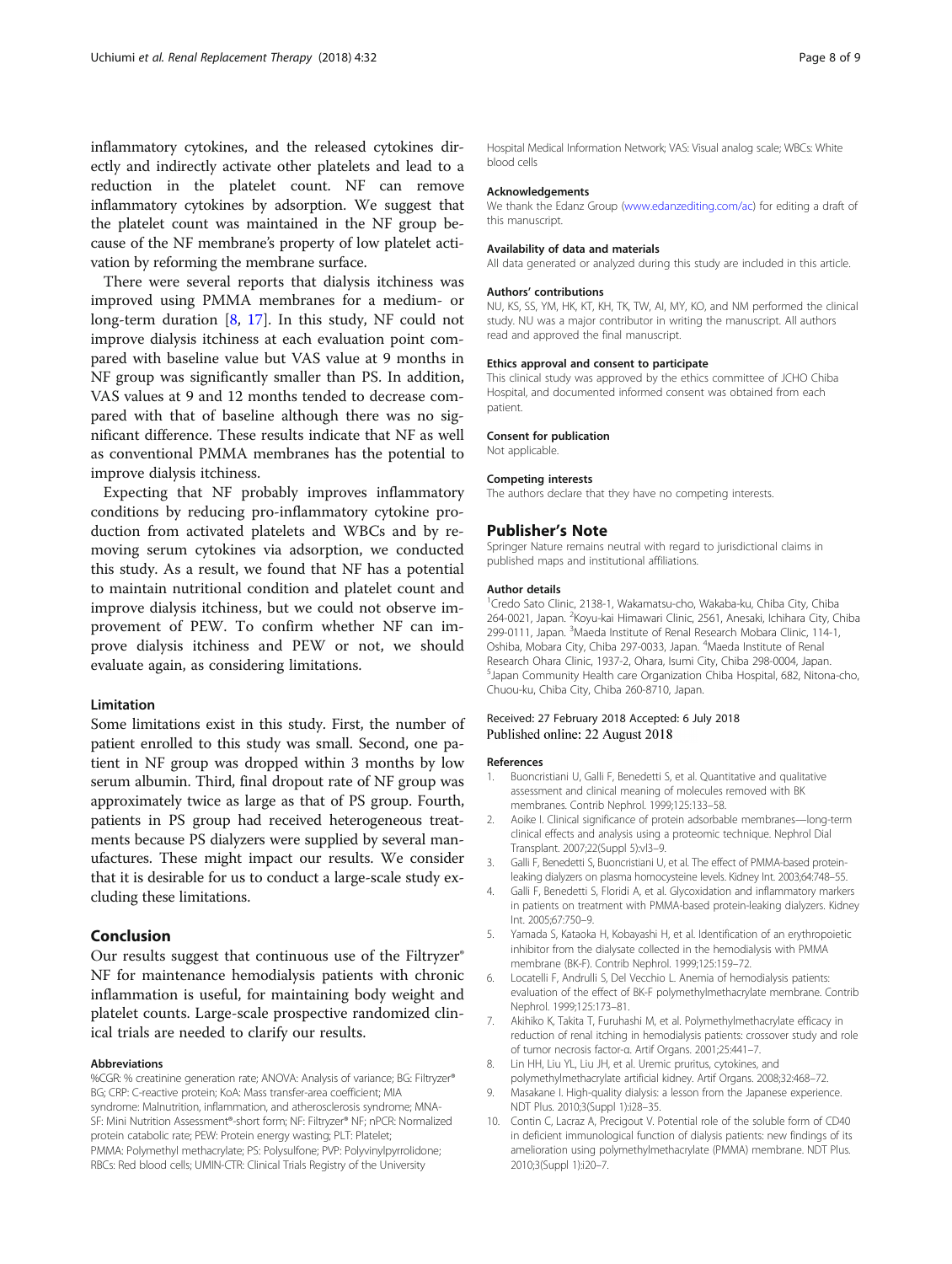inflammatory cytokines, and the released cytokines directly and indirectly activate other platelets and lead to a reduction in the platelet count. NF can remove inflammatory cytokines by adsorption. We suggest that the platelet count was maintained in the NF group because of the NF membrane's property of low platelet activation by reforming the membrane surface.

There were several reports that dialysis itchiness was improved using PMMA membranes for a medium- or long-term duration [8, 17]. In this study, NF could not improve dialysis itchiness at each evaluation point compared with baseline value but VAS value at 9 months in NF group was significantly smaller than PS. In addition, VAS values at 9 and 12 months tended to decrease compared with that of baseline although there was no significant difference. These results indicate that NF as well as conventional PMMA membranes has the potential to improve dialysis itchiness.

Expecting that NF probably improves inflammatory conditions by reducing pro-inflammatory cytokine production from activated platelets and WBCs and by removing serum cytokines via adsorption, we conducted this study. As a result, we found that NF has a potential to maintain nutritional condition and platelet count and improve dialysis itchiness, but we could not observe improvement of PEW. To confirm whether NF can improve dialysis itchiness and PEW or not, we should evaluate again, as considering limitations.

### Limitation

Some limitations exist in this study. First, the number of patient enrolled to this study was small. Second, one patient in NF group was dropped within 3 months by low serum albumin. Third, final dropout rate of NF group was approximately twice as large as that of PS group. Fourth, patients in PS group had received heterogeneous treatments because PS dialyzers were supplied by several manufactures. These might impact our results. We consider that it is desirable for us to conduct a large-scale study excluding these limitations.

## Conclusion

Our results suggest that continuous use of the Filtryzer® NF for maintenance hemodialysis patients with chronic inflammation is useful, for maintaining body weight and platelet counts. Large-scale prospective randomized clinical trials are needed to clarify our results.

#### Abbreviations

%CGR: % creatinine generation rate; ANOVA: Analysis of variance; BG: Filtryzer® BG; CRP: C-reactive protein; KoA: Mass transfer-area coefficient; MIA syndrome: Malnutrition, inflammation, and atherosclerosis syndrome; MNA-SF: Mini Nutrition Assessment®-short form; NF: Filtryzer® NF; nPCR: Normalized protein catabolic rate; PEW: Protein energy wasting; PLT: Platelet; PMMA: Polymethyl methacrylate; PS: Polysulfone; PVP: Polyvinylpyrrolidone; RBCs: Red blood cells; UMIN-CTR: Clinical Trials Registry of the University Hospital Medical Information Network; VAS: Visual analog scale; WBCs: White blood cells

#### Acknowledgements

We thank the Edanz Group (www.edanzediting.com/ac) for editing a draft of this manuscript.

#### Availability of data and materials

All data generated or analyzed during this study are included in this article.

#### Authors' contributions

NU, KS, SS, YM, HK, KT, KH, TK, TW, AI, MY, KO, and NM performed the clinical study. NU was a major contributor in writing the manuscript. All authors read and approved the final manuscript.

#### Ethics approval and consent to participate

This clinical study was approved by the ethics committee of JCHO Chiba Hospital, and documented informed consent was obtained from each patient.

#### Consent for publication

Not applicable.

#### Competing interests

The authors declare that they have no competing interests.

## Publisher's Note

Springer Nature remains neutral with regard to jurisdictional claims in published maps and institutional affiliations.

#### Author details

[1]Credo Sato Clinic, 2138-1, Wakamatsu-cho, Wakaba-ku, Chiba City, Chiba 264-0021, Japan. [2]Koyu-kai Himawari Clinic, 2561, Anesaki, Ichihara City, Chiba 299-0111, Japan. [3]Maeda Institute of Renal Research Mobara Clinic, 114-1, Oshiba, Mobara City, Chiba 297-0033, Japan. [4]Maeda Institute of Renal Research Ohara Clinic, 1937-2, Ohara, Isumi City, Chiba 298-0004, Japan. [5]Japan Community Health care Organization Chiba Hospital, 682, Nitona-cho, Chuou-ku, Chiba City, Chiba 260-8710, Japan.

Received: 27 February 2018 Accepted: 6 July 2018
Published online: 22 August 2018

#### References

1. Buoncristiani U, Galli F, Benedetti S, et al. Quantitative and qualitative assessment and clinical meaning of molecules removed with BK membranes. Contrib Nephrol. 1999;125:133–58.
2. Aoike I. Clinical significance of protein adsorbable membranes—long-term clinical effects and analysis using a proteomic technique. Nephrol Dial Transplant. 2007;22(Suppl 5):vl3–9.
3. Galli F, Benedetti S, Buoncristiani U, et al. The effect of PMMA-based protein-leaking dialyzers on plasma homocysteine levels. Kidney Int. 2003;64:748–55.
4. Galli F, Benedetti S, Floridi A, et al. Glycoxidation and inflammatory markers in patients on treatment with PMMA-based protein-leaking dialyzers. Kidney Int. 2005;67:750–9.
5. Yamada S, Kataoka H, Kobayashi H, et al. Identification of an erythropoietic inhibitor from the dialysate collected in the hemodialysis with PMMA membrane (BK-F). Contrib Nephrol. 1999;125:159–72.
6. Locatelli F, Andrulli S, Del Vecchio L. Anemia of hemodialysis patients: evaluation of the effect of BK-F polymethylmethacrylate membrane. Contrib Nephrol. 1999;125:173–81.
7. Akihiko K, Takita T, Furuhashi M, et al. Polymethylmethacrylate efficacy in reduction of renal itching in hemodialysis patients: crossover study and role of tumor necrosis factor-α. Artif Organs. 2001;25:441–7.
8. Lin HH, Liu YL, Liu JH, et al. Uremic pruritus, cytokines, and polymethylmethacrylate artificial kidney. Artif Organs. 2008;32:468–72.
9. Masakane I. High-quality dialysis: a lesson from the Japanese experience. NDT Plus. 2010;3(Suppl 1):i28–35.
10. Contin C, Lacraz A, Precigout V. Potential role of the soluble form of CD40 in deficient immunological function of dialysis patients: new findings of its amelioration using polymethylmethacrylate (PMMA) membrane. NDT Plus. 2010;3(Suppl 1):i20–7.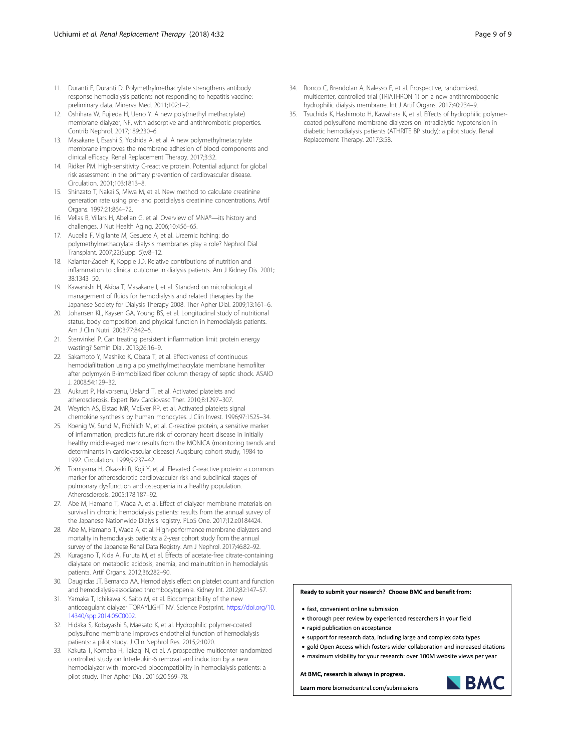11. Duranti E, Duranti D. Polymethylmethacrylate strengthens antibody response hemodialysis patients not responding to hepatitis vaccine: preliminary data. Minerva Med. 2011;102:1–2.
12. Oshihara W, Fujieda H, Ueno Y. A new poly(methyl methacrylate) membrane dialyzer, NF, with adsorptive and antithrombotic properties. Contrib Nephrol. 2017;189:230–6.
13. Masakane I, Esashi S, Yoshida A, et al. A new polymethylmetacrylate membrane improves the membrane adhesion of blood components and clinical efficacy. Renal Replacement Therapy. 2017;3:32.
14. Ridker PM. High-sensitivity C-reactive protein. Potential adjunct for global risk assessment in the primary prevention of cardiovascular disease. Circulation. 2001;103:1813–8.
15. Shinzato T, Nakai S, Miwa M, et al. New method to calculate creatinine generation rate using pre- and postdialysis creatinine concentrations. Artif Organs. 1997;21:864–72.
16. Vellas B, Villars H, Abellan G, et al. Overview of MNA®—its history and challenges. J Nut Health Aging. 2006;10:456–65.
17. Aucella F, Vigilante M, Gesuete A, et al. Uraemic itching: do polymethylmethacrylate dialysis membranes play a role? Nephrol Dial Transplant. 2007;22(Suppl 5):v8–12.
18. Kalantar-Zadeh K, Kopple JD. Relative contributions of nutrition and inflammation to clinical outcome in dialysis patients. Am J Kidney Dis. 2001; 38:1343–50.
19. Kawanishi H, Akiba T, Masakane I, et al. Standard on microbiological management of fluids for hemodialysis and related therapies by the Japanese Society for Dialysis Therapy 2008. Ther Apher Dial. 2009;13:161–6.
20. Johansen KL, Kaysen GA, Young BS, et al. Longitudinal study of nutritional status, body composition, and physical function in hemodialysis patients. Am J Clin Nutri. 2003;77:842–6.
21. Stenvinkel P. Can treating persistent inflammation limit protein energy wasting? Semin Dial. 2013;26:16–9.
22. Sakamoto Y, Mashiko K, Obata T, et al. Effectiveness of continuous hemodiafiltration using a polymethylmethacrylate membrane hemofilter after polymyxin B-immobilized fiber column therapy of septic shock. ASAIO J. 2008;54:129–32.
23. Aukrust P, Halvorsenu, Ueland T, et al. Activated platelets and atherosclerosis. Expert Rev Cardiovasc Ther. 2010;8:1297–307.
24. Weyrich AS, Elstad MR, McEver RP, et al. Activated platelets signal chemokine synthesis by human monocytes. J Clin Invest. 1996;97:1525–34.
25. Koenig W, Sund M, Fröhlich M, et al. C-reactive protein, a sensitive marker of inflammation, predicts future risk of coronary heart disease in initially healthy middle-aged men: results from the MONICA (monitoring trends and determinants in cardiovascular disease) Augsburg cohort study, 1984 to 1992. Circulation. 1999;9:237–42.
26. Tomiyama H, Okazaki R, Koji Y, et al. Elevated C-reactive protein: a common marker for atherosclerotic cardiovascular risk and subclinical stages of pulmonary dysfunction and osteopenia in a healthy population. Atherosclerosis. 2005;178:187–92.
27. Abe M, Hamano T, Wada A, et al. Effect of dialyzer membrane materials on survival in chronic hemodialysis patients: results from the annual survey of the Japanese Nationwide Dialysis registry. PLoS One. 2017;12:e0184424.
28. Abe M, Hamano T, Wada A, et al. High-performance membrane dialyzers and mortality in hemodialysis patients: a 2-year cohort study from the annual survey of the Japanese Renal Data Registry. Am J Nephrol. 2017;46:82–92.
29. Kuragano T, Kida A, Furuta M, et al. Effects of acetate-free citrate-containing dialysate on metabolic acidosis, anemia, and malnutrition in hemodialysis patients. Artif Organs. 2012;36:282–90.
30. Daugirdas JT, Bernardo AA. Hemodialysis effect on platelet count and function and hemodialysis-associated thrombocytopenia. Kidney Int. 2012;82:147–57.
31. Yamaka T, Ichikawa K, Saito M, et al. Biocompatibility of the new anticoagulant dialyzer TORAYLIGHT NV. Science Postprint. https://doi.org/10.14340/spp.2014.05C0002.
32. Hidaka S, Kobayashi S, Maesato K, et al. Hydrophilic polymer-coated polysulfone membrane improves endothelial function of hemodialysis patients: a pilot study. J Clin Nephrol Res. 2015;2:1020.
33. Kakuta T, Komaba H, Takagi N, et al. A prospective multicenter randomized controlled study on Interleukin-6 removal and induction by a new hemodialyzer with improved biocompatibility in hemodialysis patients: a pilot study. Ther Apher Dial. 2016;20:569–78.
34. Ronco C, Brendolan A, Nalesso F, et al. Prospective, randomized, multicenter, controlled trial (TRIATHRON 1) on a new antithrombogenic hydrophilic dialysis membrane. Int J Artif Organs. 2017;40:234–9.
35. Tsuchida K, Hashimoto H, Kawahara K, et al. Effects of hydrophilic polymer-coated polysulfone membrane dialyzers on intradialytic hypotension in diabetic hemodialysis patients (ATHRITE BP study): a pilot study. Renal Replacement Therapy. 2017;3:58.

**Ready to submit your research? Choose BMC and benefit from:**

- fast, convenient online submission
- thorough peer review by experienced researchers in your field
- rapid publication on acceptance
- support for research data, including large and complex data types
- gold Open Access which fosters wider collaboration and increased citations
- maximum visibility for your research: over 100M website views per year

**At BMC, research is always in progress.**

**Learn more** biomedcentral.com/submissions

BMC